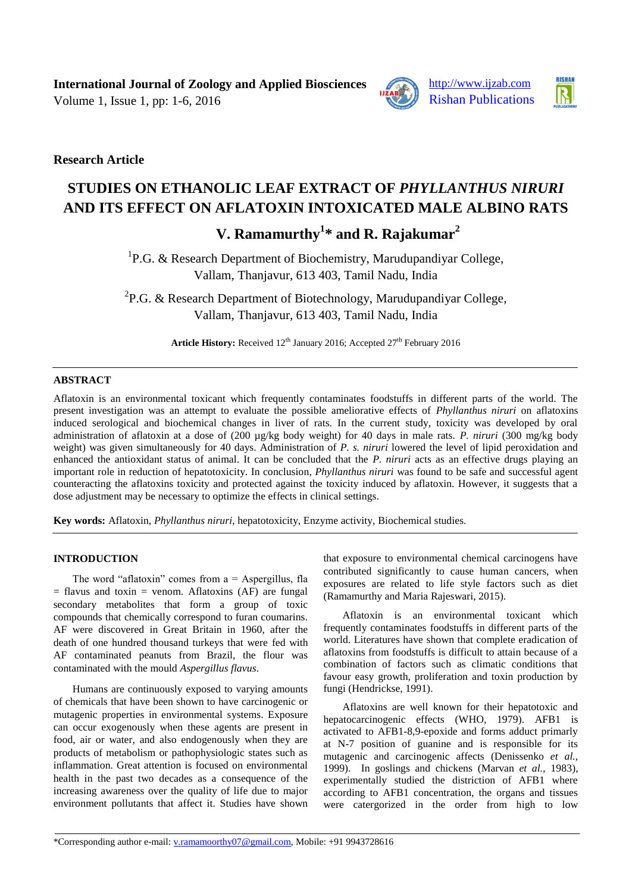**Research Article**

# STUDIES ON ETHANOLIC LEAF EXTRACT OF *PHYLLANTHUS NIRURI* AND ITS EFFECT ON AFLATOXIN INTOXICATED MALE ALBINO RATS

## V. Ramamurthy[1]* and R. Rajakumar[2]

[1]P.G. & Research Department of Biochemistry, Marudupandiyar College, Vallam, Thanjavur, 613 403, Tamil Nadu, India

[2]P.G. & Research Department of Biotechnology, Marudupandiyar College, Vallam, Thanjavur, 613 403, Tamil Nadu, India

**Article History:** Received 12th January 2016; Accepted 27th February 2016

## ABSTRACT

Aflatoxin is an environmental toxicant which frequently contaminates foodstuffs in different parts of the world. The present investigation was an attempt to evaluate the possible ameliorative effects of *Phyllanthus niruri* on aflatoxins induced serological and biochemical changes in liver of rats. In the current study, toxicity was developed by oral administration of aflatoxin at a dose of (200 µg/kg body weight) for 40 days in male rats. *P. niruri* (300 mg/kg body weight) was given simultaneously for 40 days. Administration of *P. s. niruri* lowered the level of lipid peroxidation and enhanced the antioxidant status of animal. It can be concluded that the *P. niruri* acts as an effective drugs playing an important role in reduction of hepatotoxicity. In conclusion, *Phyllanthus niruri* was found to be safe and successful agent counteracting the aflatoxins toxicity and protected against the toxicity induced by aflatoxin. However, it suggests that a dose adjustment may be necessary to optimize the effects in clinical settings.

**Key words:** Aflatoxin, *Phyllanthus niruri*, hepatotoxicity, Enzyme activity, Biochemical studies.

## INTRODUCTION

The word "aflatoxin" comes from a = Aspergillus, fla = flavus and toxin = venom. Aflatoxins (AF) are fungal secondary metabolites that form a group of toxic compounds that chemically correspond to furan coumarins. AF were discovered in Great Britain in 1960, after the death of one hundred thousand turkeys that were fed with AF contaminated peanuts from Brazil, the flour was contaminated with the mould *Aspergillus flavus*.

Humans are continuously exposed to varying amounts of chemicals that have been shown to have carcinogenic or mutagenic properties in environmental systems. Exposure can occur exogenously when these agents are present in food, air or water, and also endogenously when they are products of metabolism or pathophysiologic states such as inflammation. Great attention is focused on environmental health in the past two decades as a consequence of the increasing awareness over the quality of life due to major environment pollutants that affect it. Studies have shown that exposure to environmental chemical carcinogens have contributed significantly to cause human cancers, when exposures are related to life style factors such as diet (Ramamurthy and Maria Rajeswari, 2015).

Aflatoxin is an environmental toxicant which frequently contaminates foodstuffs in different parts of the world. Literatures have shown that complete eradication of aflatoxins from foodstuffs is difficult to attain because of a combination of factors such as climatic conditions that favour easy growth, proliferation and toxin production by fungi (Hendrickse, 1991).

Aflatoxins are well known for their hepatotoxic and hepatocarcinogenic effects (WHO, 1979). AFB1 is activated to AFB1-8,9-epoxide and forms adduct primarly at N-7 position of guanine and is responsible for its mutagenic and carcinogenic affects (Denissenko *et al.,* 1999). In goslings and chickens (Marvan *et al.,* 1983), experimentally studied the distriction of AFB1 where according to AFB1 concentration, the organs and tissues were catergorized in the order from high to low

*Corresponding author e-mail: v.ramamoorthy07@gmail.com, Mobile: +91 9943728616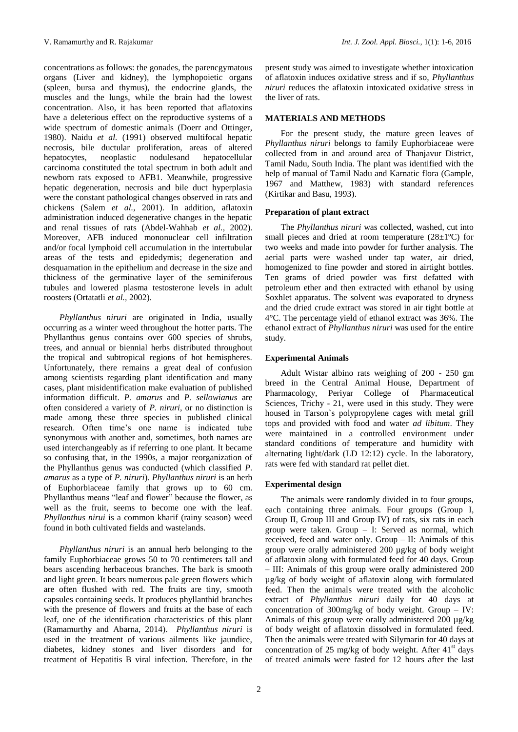concentrations as follows: the gonades, the parencgymatous organs (Liver and kidney), the lymphopoietic organs (spleen, bursa and thymus), the endocrine glands, the muscles and the lungs, while the brain had the lowest concentration. Also, it has been reported that aflatoxins have a deleterious effect on the reproductive systems of a wide spectrum of domestic animals (Doerr and Ottinger, 1980). Naidu *et al.* (1991) observed multifocal hepatic necrosis, bile ductular proliferation, areas of altered hepatocytes, neoplastic nodulesand hepatocellular carcinoma constituted the total spectrum in both adult and newborn rats exposed to AFB1. Meanwhile, progressive hepatic degeneration, necrosis and bile duct hyperplasia were the constant pathological changes observed in rats and chickens (Salem *et al.,* 2001). In addition, aflatoxin administration induced degenerative changes in the hepatic and renal tissues of rats (Abdel-Wahhab *et al.,* 2002). Moreover, AFB induced mononuclear cell infiltration and/or focal lymphoid cell accumulation in the intertubular areas of the tests and epidedymis; degeneration and desquamation in the epithelium and decrease in the size and thickness of the germinative layer of the seminiferous tubules and lowered plasma testosterone levels in adult roosters (Ortatatli *et al.,* 2002).

*Phyllanthus niruri* are originated in India, usually occurring as a winter weed throughout the hotter parts. The Phyllanthus genus contains over 600 species of shrubs, trees, and annual or biennial herbs distributed throughout the tropical and subtropical regions of hot hemispheres. Unfortunately, there remains a great deal of confusion among scientists regarding plant identification and many cases, plant misidentification make evaluation of published information difficult. *P. amarus* and *P. sellowianus* are often considered a variety of *P. niruri*, or no distinction is made among these three species in published clinical research. Often time's one name is indicated tube synonymous with another and, sometimes, both names are used interchangeably as if referring to one plant. It became so confusing that, in the 1990s, a major reorganization of the Phyllanthus genus was conducted (which classified *P. amarus* as a type of *P. niruri*). *Phyllanthus niruri* is an herb of Euphorbiaceae family that grows up to 60 cm. Phyllanthus means "leaf and flower" because the flower, as well as the fruit, seems to become one with the leaf. *Phyllanthus nirui* is a common kharif (rainy season) weed found in both cultivated fields and wastelands.

*Phyllanthus niruri* is an annual herb belonging to the family Euphorbiaceae grows 50 to 70 centimeters tall and bears ascending herbaceous branches. The bark is smooth and light green. It bears numerous pale green flowers which are often flushed with red. The fruits are tiny, smooth capsules containing seeds. It produces phyllanthid branches with the presence of flowers and fruits at the base of each leaf, one of the identification characteristics of this plant (Ramamurthy and Abarna, 2014). *Phyllanthus niruri* is used in the treatment of various ailments like jaundice, diabetes, kidney stones and liver disorders and for treatment of Hepatitis B viral infection. Therefore, in the present study was aimed to investigate whether intoxication of aflatoxin induces oxidative stress and if so, *Phyllanthus niruri* reduces the aflatoxin intoxicated oxidative stress in the liver of rats.

## MATERIALS AND METHODS

For the present study, the mature green leaves of *Phyllanthus niruri* belongs to family Euphorbiaceae were collected from in and around area of Thanjavur District, Tamil Nadu, South India. The plant was identified with the help of manual of Tamil Nadu and Karnatic flora (Gample, 1967 and Matthew, 1983) with standard references (Kirtikar and Basu, 1993).

### Preparation of plant extract

The *Phyllanthus niruri* was collected, washed, cut into small pieces and dried at room temperature (28±1ºC) for two weeks and made into powder for further analysis. The aerial parts were washed under tap water, air dried, homogenized to fine powder and stored in airtight bottles. Ten grams of dried powder was first defatted with petroleum ether and then extracted with ethanol by using Soxhlet apparatus. The solvent was evaporated to dryness and the dried crude extract was stored in air tight bottle at 4°C. The percentage yield of ethanol extract was 36%. The ethanol extract of *Phyllanthus niruri* was used for the entire study.

### Experimental Animals

Adult Wistar albino rats weighing of 200 - 250 gm breed in the Central Animal House, Department of Pharmacology, Periyar College of Pharmaceutical Sciences, Trichy - 21, were used in this study. They were housed in Tarson`s polypropylene cages with metal grill tops and provided with food and water *ad libitum*. They were maintained in a controlled environment under standard conditions of temperature and humidity with alternating light/dark (LD 12:12) cycle. In the laboratory, rats were fed with standard rat pellet diet.

### Experimental design

The animals were randomly divided in to four groups, each containing three animals. Four groups (Group I, Group II, Group III and Group IV) of rats, six rats in each group were taken. Group – I: Served as normal, which received, feed and water only. Group – II: Animals of this group were orally administered 200 µg/kg of body weight of aflatoxin along with formulated feed for 40 days. Group – III: Animals of this group were orally administered 200 µg/kg of body weight of aflatoxin along with formulated feed. Then the animals were treated with the alcoholic extract of *Phyllanthus niruri* daily for 40 days at concentration of 300mg/kg of body weight. Group – IV: Animals of this group were orally administered 200 µg/kg of body weight of aflatoxin dissolved in formulated feed. Then the animals were treated with Silymarin for 40 days at concentration of 25 mg/kg of body weight. After 41$^{st}$ days of treated animals were fasted for 12 hours after the last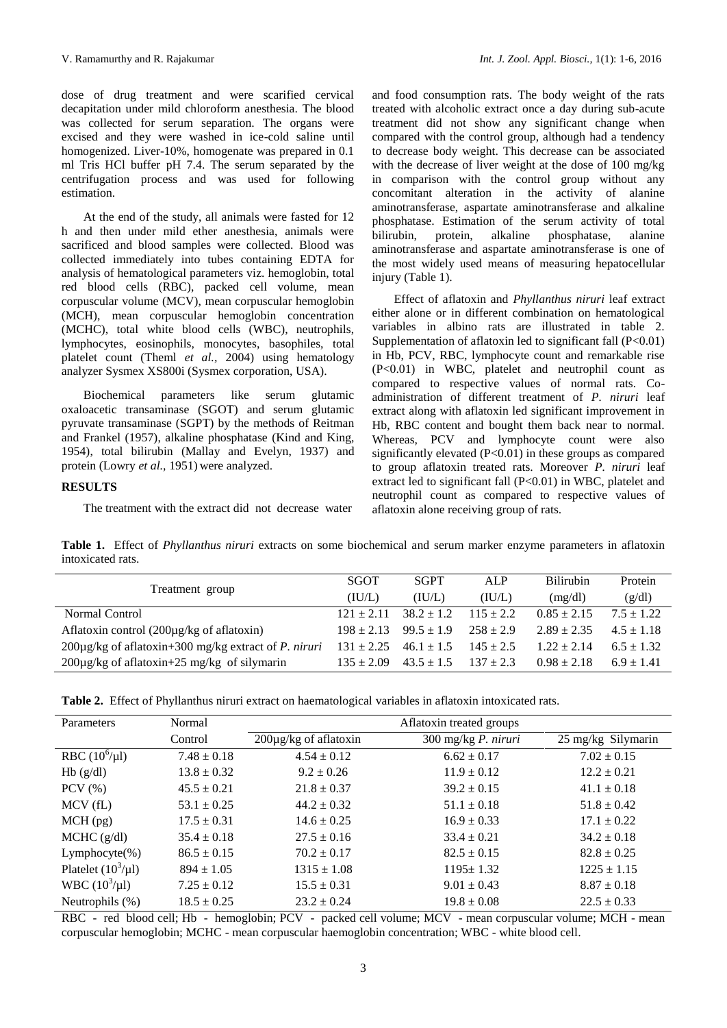dose of drug treatment and were scarified cervical decapitation under mild chloroform anesthesia. The blood was collected for serum separation. The organs were excised and they were washed in ice-cold saline until homogenized. Liver-10%, homogenate was prepared in 0.1 ml Tris HCl buffer pH 7.4. The serum separated by the centrifugation process and was used for following estimation.

At the end of the study, all animals were fasted for 12 h and then under mild ether anesthesia, animals were sacrificed and blood samples were collected. Blood was collected immediately into tubes containing EDTA for analysis of hematological parameters viz. hemoglobin, total red blood cells (RBC), packed cell volume, mean corpuscular volume (MCV), mean corpuscular hemoglobin (MCH), mean corpuscular hemoglobin concentration (MCHC), total white blood cells (WBC), neutrophils, lymphocytes, eosinophils, monocytes, basophiles, total platelet count (Theml *et al.,* 2004) using hematology analyzer Sysmex XS800i (Sysmex corporation, USA).

Biochemical parameters like serum glutamic oxaloacetic transaminase (SGOT) and serum glutamic pyruvate transaminase (SGPT) by the methods of Reitman and Frankel (1957), alkaline phosphatase (Kind and King, 1954), total bilirubin (Mallay and Evelyn, 1937) and protein (Lowry *et al.,* 1951) were analyzed.

## RESULTS

The treatment with the extract did not decrease water and food consumption rats. The body weight of the rats treated with alcoholic extract once a day during sub-acute treatment did not show any significant change when compared with the control group, although had a tendency to decrease body weight. This decrease can be associated with the decrease of liver weight at the dose of 100 mg/kg in comparison with the control group without any concomitant alteration in the activity of alanine aminotransferase, aspartate aminotransferase and alkaline phosphatase. Estimation of the serum activity of total bilirubin, protein, alkaline phosphatase, alanine aminotransferase and aspartate aminotransferase is one of the most widely used means of measuring hepatocellular injury (Table 1).

Effect of aflatoxin and *Phyllanthus niruri* leaf extract either alone or in different combination on hematological variables in albino rats are illustrated in table 2. Supplementation of aflatoxin led to significant fall ($P<0.01$) in Hb, PCV, RBC, lymphocyte count and remarkable rise ($P<0.01$) in WBC, platelet and neutrophil count as compared to respective values of normal rats. Co-administration of different treatment of *P. niruri* leaf extract along with aflatoxin led significant improvement in Hb, RBC content and bought them back near to normal. Whereas, PCV and lymphocyte count were also significantly elevated ($P<0.01$) in these groups as compared to group aflatoxin treated rats. Moreover *P. niruri* leaf extract led to significant fall ($P<0.01$) in WBC, platelet and neutrophil count as compared to respective values of aflatoxin alone receiving group of rats.

**Table 1.** Effect of *Phyllanthus niruri* extracts on some biochemical and serum marker enzyme parameters in aflatoxin intoxicated rats.

| Treatment group | SGOT (IU/L) | SGPT (IU/L) | ALP (IU/L) | Bilirubin (mg/dl) | Protein (g/dl) |
|---|---|---|---|---|---|
| Normal Control | 121 ± 2.11 | 38.2 ± 1.2 | 115 ± 2.2 | 0.85 ± 2.15 | 7.5 ± 1.22 |
| Aflatoxin control (200µg/kg of aflatoxin) | 198 ± 2.13 | 99.5 ± 1.9 | 258 ± 2.9 | 2.89 ± 2.35 | 4.5 ± 1.18 |
| 200µg/kg of aflatoxin+300 mg/kg extract of *P. niruri* | 131 ± 2.25 | 46.1 ± 1.5 | 145 ± 2.5 | 1.22 ± 2.14 | 6.5 ± 1.32 |
| 200µg/kg of aflatoxin+25 mg/kg of silymarin | 135 ± 2.09 | 43.5 ± 1.5 | 137 ± 2.3 | 0.98 ± 2.18 | 6.9 ± 1.41 |

**Table 2.** Effect of Phyllanthus niruri extract on haematological variables in aflatoxin intoxicated rats.

| Parameters | Normal | Aflatoxin treated groups | | |
|---|---|---|---|---|
| | Control | 200µg/kg of aflatoxin | 300 mg/kg *P. niruri* | 25 mg/kg Silymarin |
| RBC ($10^6$/µl) | 7.48 ± 0.18 | 4.54 ± 0.12 | 6.62 ± 0.17 | 7.02 ± 0.15 |
| Hb (g/dl) | 13.8 ± 0.32 | 9.2 ± 0.26 | 11.9 ± 0.12 | 12.2 ± 0.21 |
| PCV (%) | 45.5 ± 0.21 | 21.8 ± 0.37 | 39.2 ± 0.15 | 41.1 ± 0.18 |
| MCV (fL) | 53.1 ± 0.25 | 44.2 ± 0.32 | 51.1 ± 0.18 | 51.8 ± 0.42 |
| MCH (pg) | 17.5 ± 0.31 | 14.6 ± 0.25 | 16.9 ± 0.33 | 17.1 ± 0.22 |
| MCHC (g/dl) | 35.4 ± 0.18 | 27.5 ± 0.16 | 33.4 ± 0.21 | 34.2 ± 0.18 |
| Lymphocyte(%) | 86.5 ± 0.15 | 70.2 ± 0.17 | 82.5 ± 0.15 | 82.8 ± 0.25 |
| Platelet ($10^3$/µl) | 894 ± 1.05 | 1315 ± 1.08 | 1195± 1.32 | 1225 ± 1.15 |
| WBC ($10^3$/µl) | 7.25 ± 0.12 | 15.5 ± 0.31 | 9.01 ± 0.43 | 8.87 ± 0.18 |
| Neutrophils (%) | 18.5 ± 0.25 | 23.2 ± 0.24 | 19.8 ± 0.08 | 22.5 ± 0.33 |

RBC - red blood cell; Hb - hemoglobin; PCV - packed cell volume; MCV - mean corpuscular volume; MCH - mean corpuscular hemoglobin; MCHC - mean corpuscular haemoglobin concentration; WBC - white blood cell.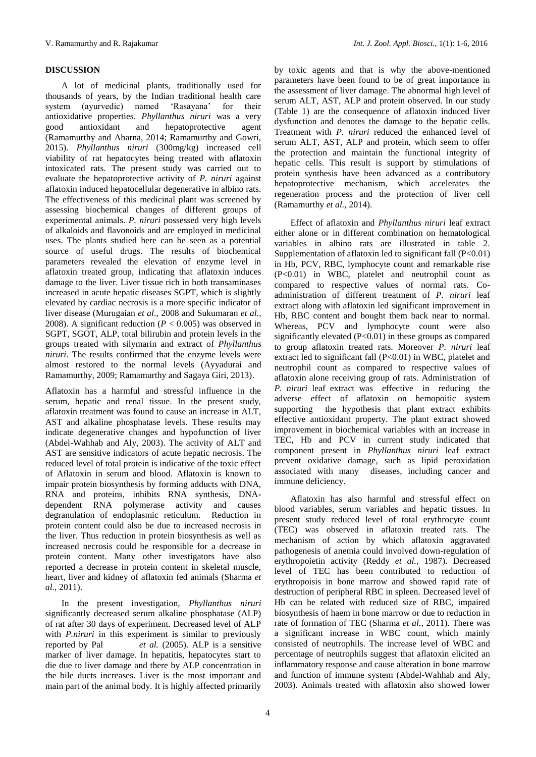## DISCUSSION

A lot of medicinal plants, traditionally used for thousands of years, by the Indian traditional health care system (ayurvedic) named 'Rasayana' for their antioxidative properties. *Phyllanthus niruri* was a very good antioxidant and hepatoprotective agent (Ramamurthy and Abarna, 2014; Ramamurthy and Gowri, 2015). *Phyllanthus niruri* (300mg/kg) increased cell viability of rat hepatocytes being treated with aflatoxin intoxicated rats. The present study was carried out to evaluate the hepatoprotective activity of *P. niruri* against aflatoxin induced hepatocellular degenerative in albino rats. The effectiveness of this medicinal plant was screened by assessing biochemical changes of different groups of experimental animals. *P. niruri* possessed very high levels of alkaloids and flavonoids and are employed in medicinal uses. The plants studied here can be seen as a potential source of useful drugs. The results of biochemical parameters revealed the elevation of enzyme level in aflatoxin treated group, indicating that aflatoxin induces damage to the liver. Liver tissue rich in both transaminases increased in acute hepatic diseases SGPT, which is slightly elevated by cardiac necrosis is a more specific indicator of liver disease (Murugaian *et al*., 2008 and Sukumaran *et al.,* 2008). A significant reduction ($P < 0.005$) was observed in SGPT, SGOT, ALP, total bilirubin and protein levels in the groups treated with silymarin and extract of *Phyllanthus niruri*. The results confirmed that the enzyme levels were almost restored to the normal levels (Ayyadurai and Ramamurthy, 2009; Ramamurthy and Sagaya Giri, 2013).

Aflatoxin has a harmful and stressful influence in the serum, hepatic and renal tissue. In the present study, aflatoxin treatment was found to cause an increase in ALT, AST and alkaline phosphatase levels. These results may indicate degenerative changes and hypofunction of liver (Abdel-Wahhab and Aly, 2003). The activity of ALT and AST are sensitive indicators of acute hepatic necrosis. The reduced level of total protein is indicative of the toxic effect of Aflatoxin in serum and blood. Aflatoxin is known to impair protein biosynthesis by forming adducts with DNA, RNA and proteins, inhibits RNA synthesis, DNA-dependent RNA polymerase activity and causes degranulation of endoplasmic reticulum. Reduction in protein content could also be due to increased necrosis in the liver. Thus reduction in protein biosynthesis as well as increased necrosis could be responsible for a decrease in protein content. Many other investigators have also reported a decrease in protein content in skeletal muscle, heart, liver and kidney of aflatoxin fed animals (Sharma *et al.,* 2011).

In the present investigation, *Phyllanthus niruri* significantly decreased serum alkaline phosphatase (ALP) of rat after 30 days of experiment. Decreased level of ALP with *P.niruri* in this experiment is similar to previously reported by Pal *et al.* (2005). ALP is a sensitive marker of liver damage. In hepatitis, hepatocytes start to die due to liver damage and there by ALP concentration in the bile ducts increases. Liver is the most important and main part of the animal body. It is highly affected primarily by toxic agents and that is why the above-mentioned parameters have been found to be of great importance in the assessment of liver damage. The abnormal high level of serum ALT, AST, ALP and protein observed. In our study (Table 1) are the consequence of aflatoxin induced liver dysfunction and denotes the damage to the hepatic cells. Treatment with *P. niruri* reduced the enhanced level of serum ALT, AST, ALP and protein, which seem to offer the protection and maintain the functional integrity of hepatic cells. This result is support by stimulations of protein synthesis have been advanced as a contributory hepatoprotective mechanism, which accelerates the regeneration process and the protection of liver cell (Ramamurthy *et al.,* 2014).

Effect of aflatoxin and *Phyllanthus niruri* leaf extract either alone or in different combination on hematological variables in albino rats are illustrated in table 2. Supplementation of aflatoxin led to significant fall ($P<0.01$) in Hb, PCV, RBC, lymphocyte count and remarkable rise ($P<0.01$) in WBC, platelet and neutrophil count as compared to respective values of normal rats. Co-administration of different treatment of *P. niruri* leaf extract along with aflatoxin led significant improvement in Hb, RBC content and bought them back near to normal. Whereas, PCV and lymphocyte count were also significantly elevated ($P<0.01$) in these groups as compared to group aflatoxin treated rats. Moreover *P. niruri* leaf extract led to significant fall ($P<0.01$) in WBC, platelet and neutrophil count as compared to respective values of aflatoxin alone receiving group of rats. Administration of *P. niruri* leaf extract was effective in reducing the adverse effect of aflatoxin on hemopoitic system supporting the hypothesis that plant extract exhibits effective antioxidant property. The plant extract showed improvement in biochemical variables with an increase in TEC, Hb and PCV in current study indicated that component present in *Phyllanthus niruri* leaf extract prevent oxidative damage, such as lipid peroxidation associated with many diseases, including cancer and immune deficiency.

Aflatoxin has also harmful and stressful effect on blood variables, serum variables and hepatic tissues. In present study reduced level of total erythrocyte count (TEC) was observed in aflatoxin treated rats. The mechanism of action by which aflatoxin aggravated pathogenesis of anemia could involved down-regulation of erythropoietin activity (Reddy *et al.,* 1987). Decreased level of TEC has been contributed to reduction of erythropoeisis in bone marrow and showed rapid rate of destruction of peripheral RBC in spleen. Decreased level of Hb can be related with reduced size of RBC, impaired biosynthesis of haem in bone marrow or due to reduction in rate of formation of TEC (Sharma *et al.,* 2011). There was a significant increase in WBC count, which mainly consisted of neutrophils. The increase level of WBC and percentage of neutrophils suggest that aflatoxin elicited an inflammatory response and cause alteration in bone marrow and function of immune system (Abdel-Wahhab and Aly, 2003). Animals treated with aflatoxin also showed lower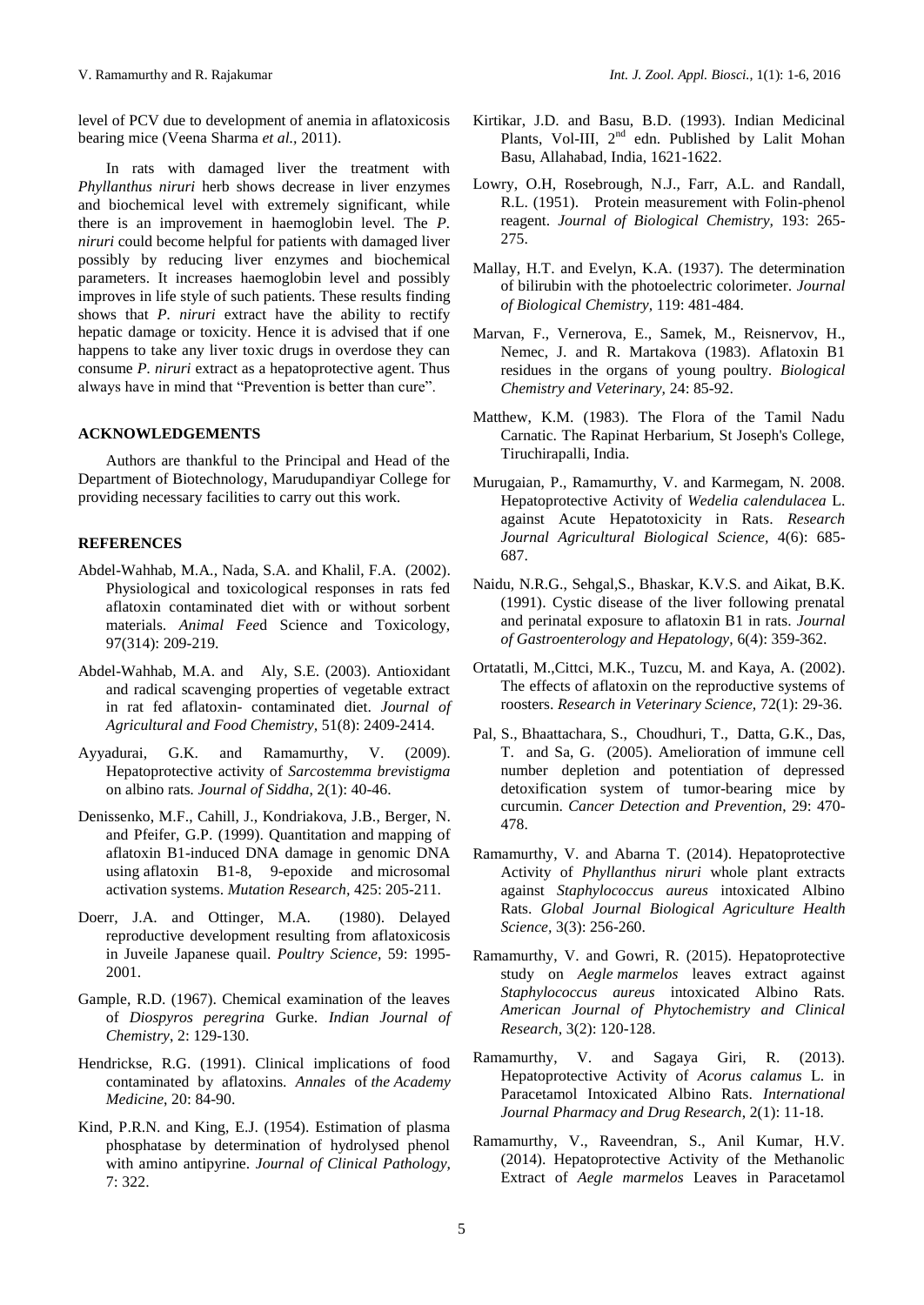level of PCV due to development of anemia in aflatoxicosis bearing mice (Veena Sharma *et al.*, 2011).

In rats with damaged liver the treatment with *Phyllanthus niruri* herb shows decrease in liver enzymes and biochemical level with extremely significant, while there is an improvement in haemoglobin level. The *P. niruri* could become helpful for patients with damaged liver possibly by reducing liver enzymes and biochemical parameters. It increases haemoglobin level and possibly improves in life style of such patients. These results finding shows that *P. niruri* extract have the ability to rectify hepatic damage or toxicity. Hence it is advised that if one happens to take any liver toxic drugs in overdose they can consume *P. niruri* extract as a hepatoprotective agent. Thus always have in mind that "Prevention is better than cure".

## ACKNOWLEDGEMENTS

Authors are thankful to the Principal and Head of the Department of Biotechnology, Marudupandiyar College for providing necessary facilities to carry out this work.

## REFERENCES

Abdel-Wahhab, M.A., Nada, S.A. and Khalil, F.A. (2002). Physiological and toxicological responses in rats fed aflatoxin contaminated diet with or without sorbent materials. *Animal Fee*d Science and Toxicology, 97(314): 209-219.

Abdel-Wahhab, M.A. and Aly, S.E. (2003). Antioxidant and radical scavenging properties of vegetable extract in rat fed aflatoxin- contaminated diet. *Journal of Agricultural and Food Chemistry,* 51(8): 2409-2414.

Ayyadurai, G.K. and Ramamurthy, V. (2009). Hepatoprotective activity of *Sarcostemma brevistigma* on albino rats. *Journal of Siddha*, 2(1): 40-46.

Denissenko, M.F., Cahill, J., Kondriakova, J.B., Berger, N. and Pfeifer, G.P. (1999). Quantitation and mapping of aflatoxin B1-induced DNA damage in genomic DNA using aflatoxin B1-8, 9-epoxide and microsomal activation systems. *Mutation Research,* 425: 205-211.

Doerr, J.A. and Ottinger, M.A. (1980). Delayed reproductive development resulting from aflatoxicosis in Juveile Japanese quail. *Poultry Science*, 59: 1995-2001.

Gample, R.D. (1967). Chemical examination of the leaves of *Diospyros peregrina* Gurke. *Indian Journal of Chemistry*, 2: 129-130.

Hendrickse, R.G. (1991). Clinical implications of food contaminated by aflatoxins. *Annales* of *the Academy Medicine*, 20: 84-90.

Kind, P.R.N. and King, E.J. (1954). Estimation of plasma phosphatase by determination of hydrolysed phenol with amino antipyrine. *Journal of Clinical Pathology,* 7: 322.

Kirtikar, J.D. and Basu, B.D. (1993). Indian Medicinal Plants, Vol-III, 2[nd] edn. Published by Lalit Mohan Basu, Allahabad, India, 1621-1622.

Lowry, O.H, Rosebrough, N.J., Farr, A.L. and Randall, R.L. (1951). Protein measurement with Folin-phenol reagent. *Journal of Biological Chemistry,* 193: 265-275.

Mallay, H.T. and Evelyn, K.A. (1937). The determination of bilirubin with the photoelectric colorimeter. *Journal of Biological Chemistry,* 119: 481-484.

Marvan, F., Vernerova, E., Samek, M., Reisnervov, H., Nemec, J. and R. Martakova (1983). Aflatoxin B1 residues in the organs of young poultry. *Biological Chemistry and Veterinary,* 24: 85-92.

Matthew, K.M. (1983). The Flora of the Tamil Nadu Carnatic. The Rapinat Herbarium, St Joseph's College, Tiruchirapalli, India.

Murugaian, P., Ramamurthy, V. and Karmegam, N. 2008. Hepatoprotective Activity of *Wedelia calendulacea* L. against Acute Hepatotoxicity in Rats. *Research Journal Agricultural Biological Science*, 4(6): 685-687.

Naidu, N.R.G., Sehgal,S., Bhaskar, K.V.S. and Aikat, B.K. (1991). Cystic disease of the liver following prenatal and perinatal exposure to aflatoxin B1 in rats. *Journal of Gastroenterology and Hepatology,* 6(4): 359-362.

Ortatatli, M.,Cittci, M.K., Tuzcu, M. and Kaya, A. (2002). The effects of aflatoxin on the reproductive systems of roosters. *Research in Veterinary Science,* 72(1): 29-36.

Pal, S., Bhaattachara, S., Choudhuri, T., Datta, G.K., Das, T. and Sa, G. (2005). Amelioration of immune cell number depletion and potentiation of depressed detoxification system of tumor-bearing mice by curcumin. *Cancer Detection and Prevention*, 29: 470-478.

Ramamurthy, V. and Abarna T. (2014). Hepatoprotective Activity of *Phyllanthus niruri* whole plant extracts against *Staphylococcus aureus* intoxicated Albino Rats. *Global Journal Biological Agriculture Health Science,* 3(3): 256-260.

Ramamurthy, V. and Gowri, R. (2015). Hepatoprotective study on *Aegle marmelos* leaves extract against *Staphylococcus aureus* intoxicated Albino Rats. *American Journal of Phytochemistry and Clinical Research,* 3(2): 120-128.

Ramamurthy, V. and Sagaya Giri, R. (2013). Hepatoprotective Activity of *Acorus calamus* L. in Paracetamol Intoxicated Albino Rats. *International Journal Pharmacy and Drug Research,* 2(1): 11-18.

Ramamurthy, V., Raveendran, S., Anil Kumar, H.V. (2014). Hepatoprotective Activity of the Methanolic Extract of *Aegle marmelos* Leaves in Paracetamol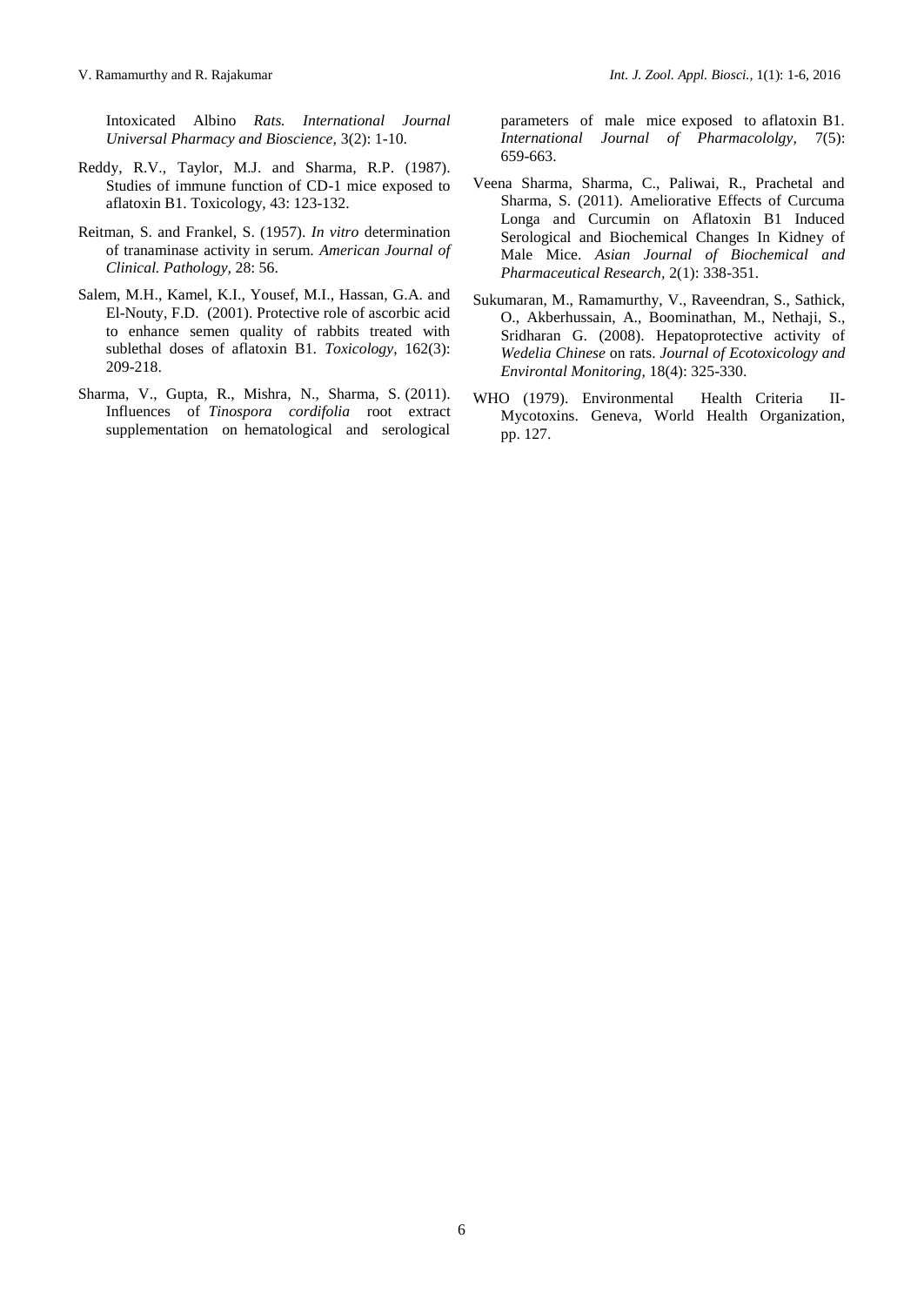Intoxicated Albino *Rats. International Journal Universal Pharmacy and Bioscience,* 3(2): 1-10.

Reddy, R.V., Taylor, M.J. and Sharma, R.P. (1987). Studies of immune function of CD-1 mice exposed to aflatoxin B1. Toxicology, 43: 123-132.

Reitman, S. and Frankel, S. (1957). *In vitro* determination of tranaminase activity in serum. *American Journal of Clinical. Pathology,* 28: 56.

Salem, M.H., Kamel, K.I., Yousef, M.I., Hassan, G.A. and El-Nouty, F.D. (2001). Protective role of ascorbic acid to enhance semen quality of rabbits treated with sublethal doses of aflatoxin B1. *Toxicology*, 162(3): 209-218.

Sharma, V., Gupta, R., Mishra, N., Sharma, S. (2011). Influences of *Tinospora cordifolia* root extract supplementation on hematological and serological parameters of male mice exposed to aflatoxin B1. *International Journal of Pharmacololgy,* 7(5): 659-663.

Veena Sharma, Sharma, C., Paliwai, R., Prachetal and Sharma, S. (2011). Ameliorative Effects of Curcuma Longa and Curcumin on Aflatoxin B1 Induced Serological and Biochemical Changes In Kidney of Male Mice. *Asian Journal of Biochemical and Pharmaceutical Research,* 2(1): 338-351.

Sukumaran, M., Ramamurthy, V., Raveendran, S., Sathick, O., Akberhussain, A., Boominathan, M., Nethaji, S., Sridharan G. (2008). Hepatoprotective activity of *Wedelia Chinese* on rats. *Journal of Ecotoxicology and Environtal Monitoring,* 18(4): 325-330.

WHO (1979). Environmental Health Criteria II-Mycotoxins. Geneva, World Health Organization, pp. 127.